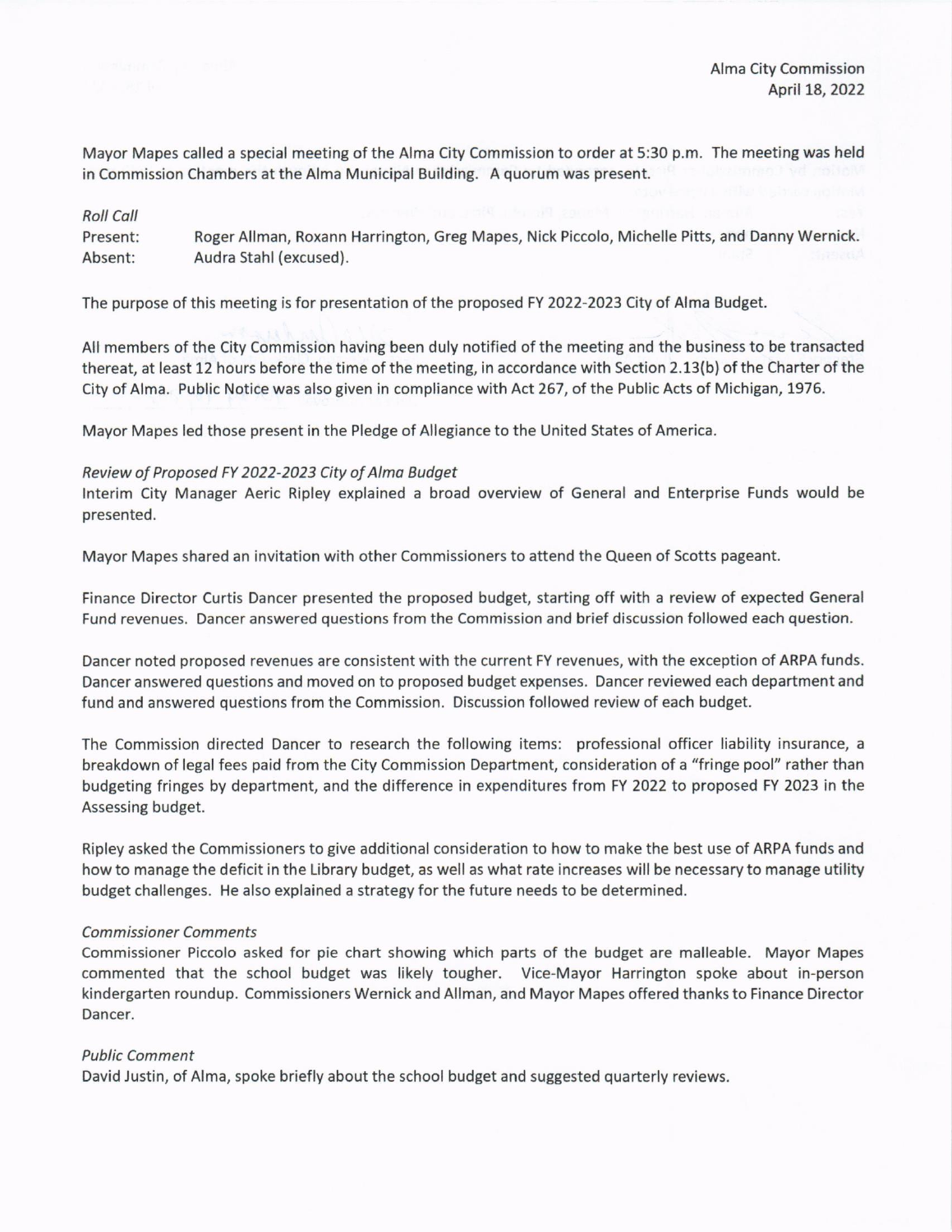Alma City Commission
April 18, 2022

Mayor Mapes called a special meeting of the Alma City Commission to order at 5:30 p.m. The meeting was held in Commission Chambers at the Alma Municipal Building. A quorum was present.

*Roll Call*

Present: Roger Allman, Roxann Harrington, Greg Mapes, Nick Piccolo, Michelle Pitts, and Danny Wernick.
Absent: Audra Stahl (excused).

The purpose of this meeting is for presentation of the proposed FY 2022-2023 City of Alma Budget.

All members of the City Commission having been duly notified of the meeting and the business to be transacted thereat, at least 12 hours before the time of the meeting, in accordance with Section 2.13(b) of the Charter of the City of Alma. Public Notice was also given in compliance with Act 267, of the Public Acts of Michigan, 1976.

Mayor Mapes led those present in the Pledge of Allegiance to the United States of America.

*Review of Proposed FY 2022-2023 City of Alma Budget*

Interim City Manager Aeric Ripley explained a broad overview of General and Enterprise Funds would be presented.

Mayor Mapes shared an invitation with other Commissioners to attend the Queen of Scotts pageant.

Finance Director Curtis Dancer presented the proposed budget, starting off with a review of expected General Fund revenues. Dancer answered questions from the Commission and brief discussion followed each question.

Dancer noted proposed revenues are consistent with the current FY revenues, with the exception of ARPA funds. Dancer answered questions and moved on to proposed budget expenses. Dancer reviewed each department and fund and answered questions from the Commission. Discussion followed review of each budget.

The Commission directed Dancer to research the following items: professional officer liability insurance, a breakdown of legal fees paid from the City Commission Department, consideration of a "fringe pool" rather than budgeting fringes by department, and the difference in expenditures from FY 2022 to proposed FY 2023 in the Assessing budget.

Ripley asked the Commissioners to give additional consideration to how to make the best use of ARPA funds and how to manage the deficit in the Library budget, as well as what rate increases will be necessary to manage utility budget challenges. He also explained a strategy for the future needs to be determined.

*Commissioner Comments*

Commissioner Piccolo asked for pie chart showing which parts of the budget are malleable. Mayor Mapes commented that the school budget was likely tougher. Vice-Mayor Harrington spoke about in-person kindergarten roundup. Commissioners Wernick and Allman, and Mayor Mapes offered thanks to Finance Director Dancer.

*Public Comment*

David Justin, of Alma, spoke briefly about the school budget and suggested quarterly reviews.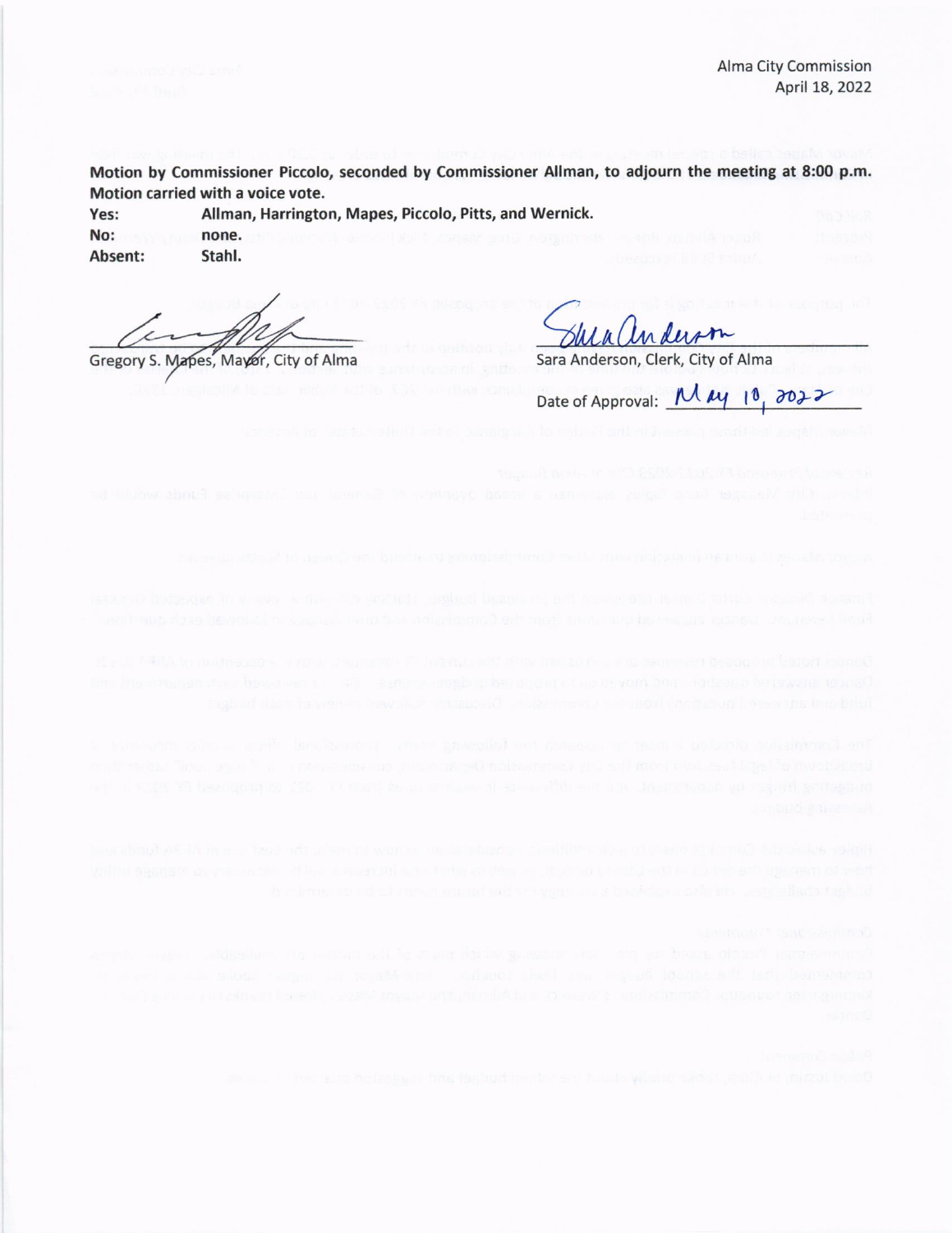**Motion by Commissioner Piccolo, seconded by Commissioner Allman, to adjourn the meeting at 8:00 p.m. Motion carried with a voice vote.**

| | |
|---|---|
| **Yes:** | **Allman, Harrington, Mapes, Piccolo, Pitts, and Wernick.** |
| **No:** | **none.** |
| **Absent:** | **Stahl.** |

Gregory S. Mapes, Mayor, City of Alma

Sara Anderson, Clerk, City of Alma

Date of Approval: May 10, 2022